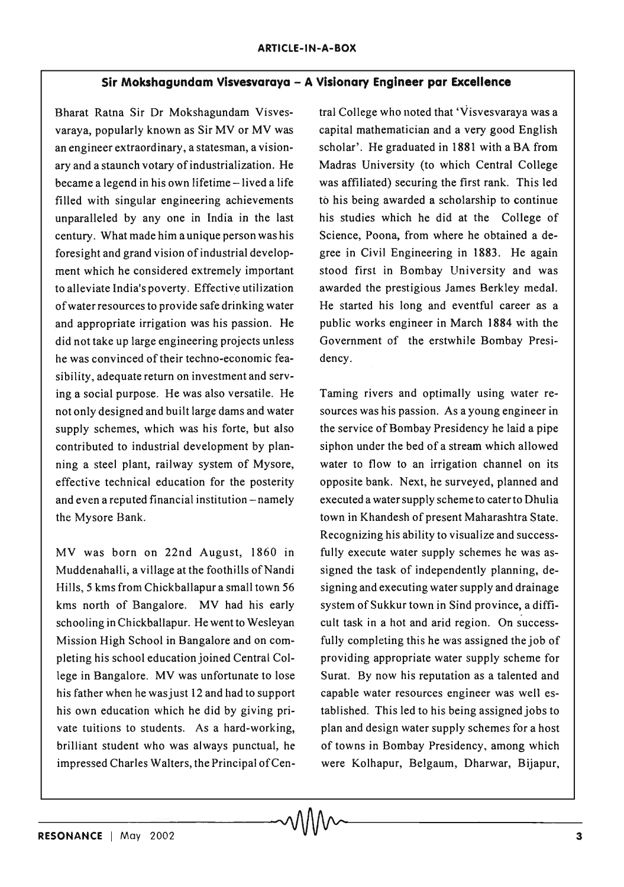## Sir Mokshagundam Visvesvaraya – A Visionary Engineer par Excellence

Bharat Ratna Sir Dr Mokshagundam Visvesvaraya, popularly known as Sir MV or MV was an engineer extraordinary, a statesman, a visionary and a staunch votary of industrialization. He became a legend in his own lifetime – lived a life filled with singular engineering achievements unparalleled by any one in India in the last century. What made him a unique person was his foresight and grand vision of industrial development which he considered extremely important to alleviate India's poverty. Effective utilization of water resources to provide safe drinking water and appropriate irrigation was his passion. He did not take up large engineering projects unless he was convinced of their techno-economic feasibility, adequate return on investment and serving a social purpose. He was also versatile. He not only designed and built large dams and water supply schemes, which was his forte, but also contributed to industrial development by planning a steel plant, railway system of Mysore, effective technical education for the posterity and even a reputed financial institution – namely the Mysore Bank.

MV was born on 22nd August, 1860 in Muddenahalli, a village at the foothills of Nandi Hills, 5 kms from Chickballapur a small town 56 kms north of Bangalore. MV had his early schooling in Chickballapur. He went to Wesleyan Mission High School in Bangalore and on completing his school education joined Central College in Bangalore. MV was unfortunate to lose his father when he was just 12 and had to support his own education which he did by giving private tuitions to students. As a hard-working, brilliant student who was always punctual, he impressed Charles Walters, the Principal of Central College who noted that 'Visvesvaraya was a capital mathematician and a very good English scholar'. He graduated in 1881 with a BA from Madras University (to which Central College was affiliated) securing the first rank. This led to his being awarded a scholarship to continue his studies which he did at the College of Science, Poona, from where he obtained a degree in Civil Engineering in 1883. He again stood first in Bombay University and was awarded the prestigious James Berkley medal. He started his long and eventful career as a public works engineer in March 1884 with the Government of the erstwhile Bombay Presidency.

Taming rivers and optimally using water resources was his passion. As a young engineer in the service of Bombay Presidency he laid a pipe siphon under the bed of a stream which allowed water to flow to an irrigation channel on its opposite bank. Next, he surveyed, planned and executed a water supply scheme to cater to Dhulia town in Khandesh of present Maharashtra State. Recognizing his ability to visualize and successfully execute water supply schemes he was assigned the task of independently planning, designing and executing water supply and drainage system of Sukkur town in Sind province, a difficult task in a hot and arid region. On successfully completing this he was assigned the job of providing appropriate water supply scheme for Surat. By now his reputation as a talented and capable water resources engineer was well established. This led to his being assigned jobs to plan and design water supply schemes for a host of towns in Bombay Presidency, among which were Kolhapur, Belgaum, Dharwar, Bijapur,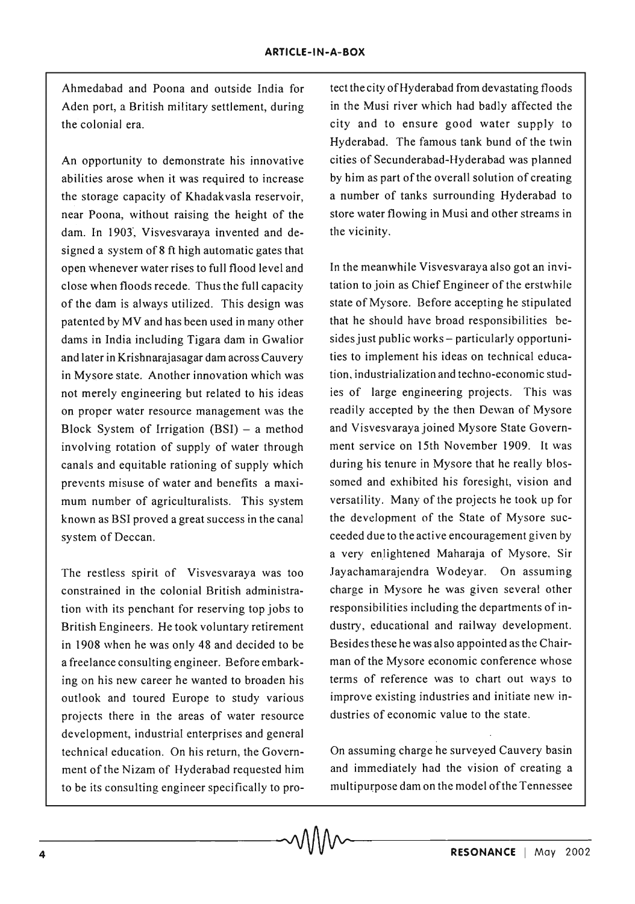Ahmedabad and Poona and outside India for Aden port, a British military settlement, during the colonial era.

An opportunity to demonstrate his innovative abilities arose when it was required to increase the storage capacity of Khadakvasla reservoir, near Poona, without raising the height of the dam. In 1903, Visvesvaraya invented and designed a system of 8 ft high automatic gates that open whenever water rises to full flood level and close when floods recede. Thus the full capacity of the dam is always utilized. This design was patented by MV and has been used in many other dams in India including Tigara dam in Gwalior and later in Krishnarajasagar dam across Cauvery in Mysore state. Another innovation which was not merely engineering but related to his ideas on proper water resource management was the Block System of Irrigation (BSI) – a method involving rotation of supply of water through canals and equitable rationing of supply which prevents misuse of water and benefits a maximum number of agriculturalists. This system known as BSI proved a great success in the canal system of Deccan.

The restless spirit of Visvesvaraya was too constrained in the colonial British administration with its penchant for reserving top jobs to British Engineers. He took voluntary retirement in 1908 when he was only 48 and decided to be a freelance consulting engineer. Before embarking on his new career he wanted to broaden his outlook and toured Europe to study various projects there in the areas of water resource development, industrial enterprises and general technical education. On his return, the Government of the Nizam of Hyderabad requested him to be its consulting engineer specifically to protect the city of Hyderabad from devastating floods in the Musi river which had badly affected the city and to ensure good water supply to Hyderabad. The famous tank bund of the twin cities of Secunderabad-Hyderabad was planned by him as part of the overall solution of creating a number of tanks surrounding Hyderabad to store water flowing in Musi and other streams in the vicinity.

In the meanwhile Visvesvaraya also got an invitation to join as Chief Engineer of the erstwhile state of Mysore. Before accepting he stipulated that he should have broad responsibilities besides just public works – particularly opportunities to implement his ideas on technical education, industrialization and techno-economic studies of large engineering projects. This was readily accepted by the then Dewan of Mysore and Visvesvaraya joined Mysore State Government service on 15th November 1909. It was during his tenure in Mysore that he really blossomed and exhibited his foresight, vision and versatility. Many of the projects he took up for the development of the State of Mysore succeeded due to the active encouragement given by a very enlightened Maharaja of Mysore, Sir Jayachamarajendra Wodeyar. On assuming charge in Mysore he was given several other responsibilities including the departments of industry, educational and railway development. Besides these he was also appointed as the Chairman of the Mysore economic conference whose terms of reference was to chart out ways to improve existing industries and initiate new industries of economic value to the state.

On assuming charge he surveyed Cauvery basin and immediately had the vision of creating a multipurpose dam on the model of the Tennessee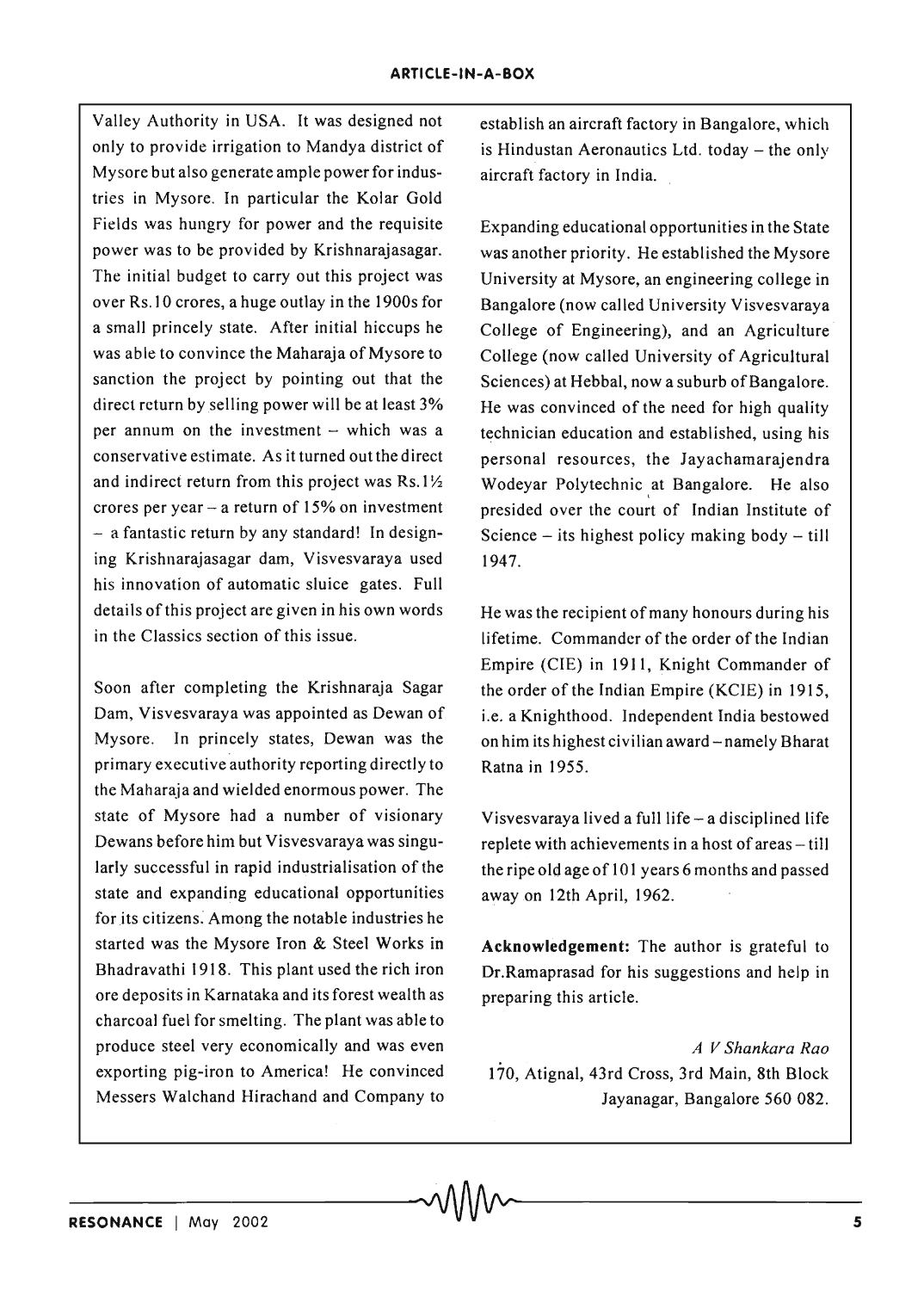Valley Authority in USA. It was designed not only to provide irrigation to Mandya district of Mysore but also generate ample power for industries in Mysore. In particular the Kolar Gold Fields was hungry for power and the requisite power was to be provided by Krishnarajasagar. The initial budget to carry out this project was over Rs.10 crores, a huge outlay in the 1900s for a small princely state. After initial hiccups he was able to convince the Maharaja of Mysore to sanction the project by pointing out that the direct return by selling power will be at least 3% per annum on the investment – which was a conservative estimate. As it turned out the direct and indirect return from this project was Rs.1½ crores per year – a return of 15% on investment – a fantastic return by any standard! In designing Krishnarajasagar dam, Visvesvaraya used his innovation of automatic sluice gates. Full details of this project are given in his own words in the Classics section of this issue.

Soon after completing the Krishnaraja Sagar Dam, Visvesvaraya was appointed as Dewan of Mysore. In princely states, Dewan was the primary executive authority reporting directly to the Maharaja and wielded enormous power. The state of Mysore had a number of visionary Dewans before him but Visvesvaraya was singularly successful in rapid industrialisation of the state and expanding educational opportunities for its citizens. Among the notable industries he started was the Mysore Iron & Steel Works in Bhadravathi 1918. This plant used the rich iron ore deposits in Karnataka and its forest wealth as charcoal fuel for smelting. The plant was able to produce steel very economically and was even exporting pig-iron to America! He convinced Messers Walchand Hirachand and Company to establish an aircraft factory in Bangalore, which is Hindustan Aeronautics Ltd. today – the only aircraft factory in India.

Expanding educational opportunities in the State was another priority. He established the Mysore University at Mysore, an engineering college in Bangalore (now called University Visvesvaraya College of Engineering), and an Agriculture College (now called University of Agricultural Sciences) at Hebbal, now a suburb of Bangalore. He was convinced of the need for high quality technician education and established, using his personal resources, the Jayachamarajendra Wodeyar Polytechnic at Bangalore. He also presided over the court of Indian Institute of Science – its highest policy making body – till 1947.

He was the recipient of many honours during his lifetime. Commander of the order of the Indian Empire (CIE) in 1911, Knight Commander of the order of the Indian Empire (KCIE) in 1915, i.e. a Knighthood. Independent India bestowed on him its highest civilian award – namely Bharat Ratna in 1955.

Visvesvaraya lived a full life – a disciplined life replete with achievements in a host of areas – till the ripe old age of 101 years 6 months and passed away on 12th April, 1962.

**Acknowledgement:** The author is grateful to Dr.Ramaprasad for his suggestions and help in preparing this article.

*A V Shankara Rao*
170, Atignal, 43rd Cross, 3rd Main, 8th Block
Jayanagar, Bangalore 560 082.